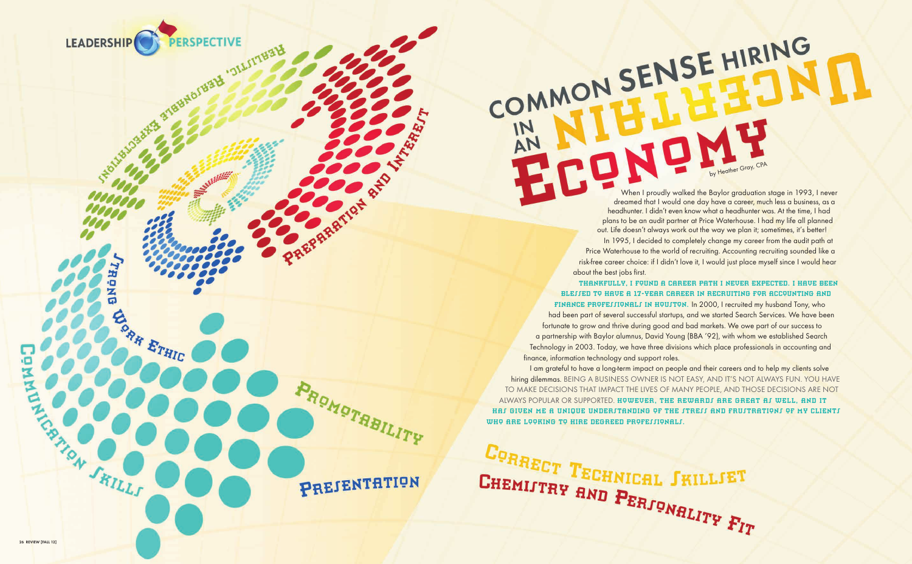LEADERSHIP PERSPECTIVE

# COMMON SENSE HIRING IN AN UNCERTAIN ECONOMY

by Heather Gray, CPA

When I proudly walked the Baylor graduation stage in 1993, I never dreamed that I would one day have a career, much less a business, as a headhunter. I didn't even know what a headhunter was. At the time, I had plans to be an audit partner at Price Waterhouse. I had my life all planned out. Life doesn't always work out the way we plan it; sometimes, it's better!

In 1995, I decided to completely change my career from the audit path at Price Waterhouse to the world of recruiting. Accounting recruiting sounded like a risk-free career choice: if I didn't love it, I would just place myself since I would hear about the best jobs first.

**THANKFULLY, I FOUND A CAREER PATH I NEVER EXPECTED. I HAVE BEEN BLESSED TO HAVE A 17-YEAR CAREER IN RECRUITING FOR ACCOUNTING AND FINANCE PROFESSIONALS IN HOUSTON.** In 2000, I recruited my husband Tony, who had been part of several successful startups, and we started Search Services. We have been fortunate to grow and thrive during good and bad markets. We owe part of our success to a partnership with Baylor alumnus, David Young (BBA '92), with whom we established Search Technology in 2003. Today, we have three divisions which place professionals in accounting and finance, information technology and support roles.

I am grateful to have a long-term impact on people and their careers and to help my clients solve hiring dilemmas. BEING A BUSINESS OWNER IS NOT EASY, AND IT'S NOT ALWAYS FUN. YOU HAVE TO MAKE DECISIONS THAT IMPACT THE LIVES OF MANY PEOPLE, AND THOSE DECISIONS ARE NOT ALWAYS POPULAR OR SUPPORTED. **HOWEVER, THE REWARDS ARE GREAT AS WELL, AND IT HAS GIVEN ME A UNIQUE UNDERSTANDING OF THE STRESS AND FRUSTRATIONS OF MY CLIENTS WHO ARE LOOKING TO HIRE DEGREED PROFESSIONALS.**

Realistic, Reasonable Expectations

Preparation and Interest

Strong Work Ethic

Communication Skills

Promotability

Presentation

Correct Technical Skillset

Chemistry and Personality Fit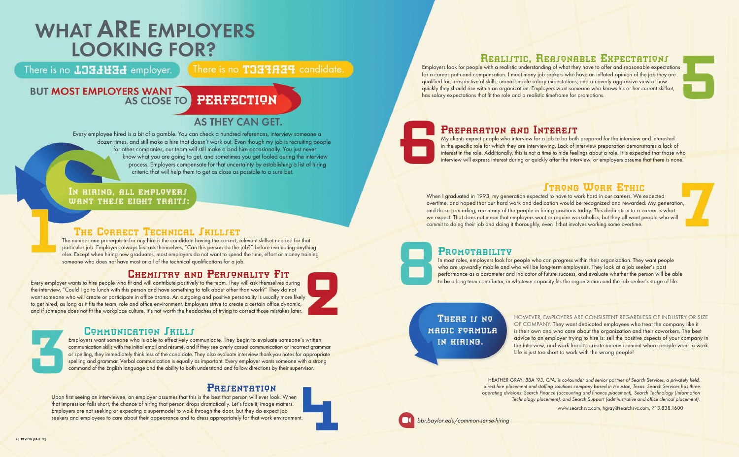# WHAT ARE EMPLOYERS LOOKING FOR?

There is no PERFECT employer. There is no PERFECT candidate.

## BUT MOST EMPLOYERS WANT AS CLOSE TO PERFECTION AS THEY CAN GET.

Every employee hired is a bit of a gamble. You can check a hundred references, interview someone a dozen times, and still make a hire that doesn't work out. Even though my job is recruiting people for other companies, our team will still make a bad hire occasionally. You just never know what you are going to get, and sometimes you get fooled during the interview process. Employers compensate for that uncertainty by establishing a list of hiring criteria that will help them to get as close as possible to a sure bet.

**IN HIRING, ALL EMPLOYERS WANT THESE EIGHT TRAITS:**

### 1 The Correct Technical Skillset

The number one prerequisite for any hire is the candidate having the correct, relevant skillset needed for that particular job. Employers always first ask themselves, "Can this person do the job?" before evaluating anything else. Except when hiring new graduates, most employers do not want to spend the time, effort or money training someone who does not have most or all of the technical qualifications for a job.

### 2 Chemistry and Personality Fit

Every employer wants to hire people who fit and will contribute positively to the team. They will ask themselves during the interview, "Could I go to lunch with this person and have something to talk about other than work?" They do not want someone who will create or participate in office drama. An outgoing and positive personality is usually more likely to get hired, as long as it fits the team, role and office environment. Employers strive to create a certain office dynamic, and if someone does not fit the workplace culture, it's not worth the headaches of trying to correct those mistakes later.

### 3 Communication Skills

Employers want someone who is able to effectively communicate. They begin to evaluate someone's written communication skills with the initial email and résumé, and if they see overly casual communication or incorrect grammar or spelling, they immediately think less of the candidate. They also evaluate their thank-you notes for appropriate spelling and grammar. Verbal communication is equally as important. Every employer wants someone with a strong command of the English language and the ability to both understand and follow directions by their supervisor.

### 4 Presentation

Upon first seeing an interviewee, an employer assumes that this is the best that person will ever look. When that impression falls short, the chance of hiring that person drops dramatically. Let's face it, image matters. Employers are not seeking or expecting a supermodel to walk through the door, but they do expect job seekers and employees to care about their appearance and to dress appropriately for that work environment.

### 5 Realistic, Reasonable Expectations

Employers look for people with a realistic understanding of what they have to offer and reasonable expectations for a career path and compensation. I meet many job seekers who have an inflated opinion of the job they are qualified for, irrespective of skills; unreasonable salary expectations; and an overly aggressive view of how quickly they should rise within an organization. Employers want someone who knows his or her current skillset, has salary expectations that fit the role and a realistic timeframe for promotions.

### 6 Preparation and Interest

My clients expect people who interview for a job to be both prepared for the interview and interested in the specific role for which they are interviewing. Lack of interview preparation demonstrates a lack of interest in the role. Additionally, this is not a time to hide feelings about a role. It is expected that those who interview will express interest during or quickly after the interview, or employers assume that there is none.

### 7 Strong Work Ethic

When I graduated in 1993, my generation expected to have to work hard in our careers. We expected overtime, and hoped that our hard work and dedication would be recognized and rewarded. My generation, and those preceding, are many of the people in hiring positions today. This dedication to a career is what we expect. That does not mean that employers want or require workaholics, but they all want people who will commit to doing their job and doing it thoroughly, even if that involves working some overtime.

### 8 Promotability

In most roles, employers look for people who can progress within their organization. They want people who are upwardly mobile and who will be long-term employees. They look at a job seeker's past performance as a barometer and indicator of future success, and evaluate whether the person will be able to be a long-term contributor, in whatever capacity fits the organization and the job seeker's stage of life.

**THERE IS NO MAGIC FORMULA IN HIRING.**

HOWEVER, EMPLOYERS ARE CONSISTENT REGARDLESS OF INDUSTRY OR SIZE OF COMPANY. They want dedicated employees who treat the company like it is their own and who care about the organization and their coworkers. The best advice to an employer trying to hire is: sell the positive aspects of your company in the interview, and work hard to create an environment where people want to work. Life is just too short to work with the wrong people!

*HEATHER GRAY, BBA '93, CPA, is co-founder and senior partner of Search Services, a privately held, direct hire placement and staffing solutions company based in Houston, Texas. Search Services has three operating divisions: Search Finance (accounting and finance placement), Search Technology (information Technology placement), and Search Support (administrative and office clerical placement).*

www.searchsvc.com, hgray@searchsvc.com, 713.838.1600

*bbr.baylor.edu/common-sense-hiring*